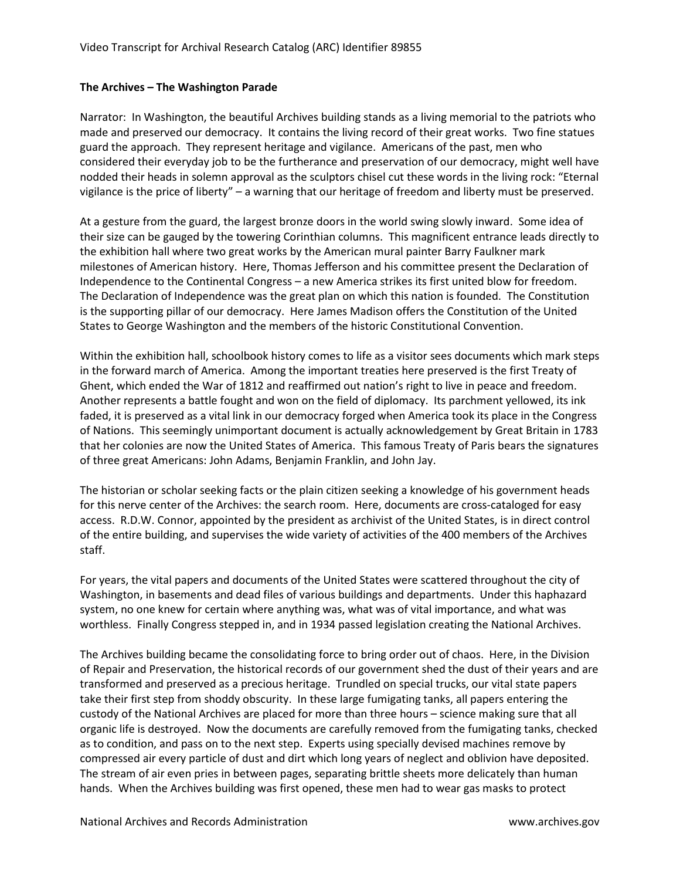Video Transcript for Archival Research Catalog (ARC) Identifier 89855

**The Archives – The Washington Parade**

Narrator: In Washington, the beautiful Archives building stands as a living memorial to the patriots who made and preserved our democracy. It contains the living record of their great works. Two fine statues guard the approach. They represent heritage and vigilance. Americans of the past, men who considered their everyday job to be the furtherance and preservation of our democracy, might well have nodded their heads in solemn approval as the sculptors chisel cut these words in the living rock: "Eternal vigilance is the price of liberty" – a warning that our heritage of freedom and liberty must be preserved.

At a gesture from the guard, the largest bronze doors in the world swing slowly inward. Some idea of their size can be gauged by the towering Corinthian columns. This magnificent entrance leads directly to the exhibition hall where two great works by the American mural painter Barry Faulkner mark milestones of American history. Here, Thomas Jefferson and his committee present the Declaration of Independence to the Continental Congress – a new America strikes its first united blow for freedom. The Declaration of Independence was the great plan on which this nation is founded. The Constitution is the supporting pillar of our democracy. Here James Madison offers the Constitution of the United States to George Washington and the members of the historic Constitutional Convention.

Within the exhibition hall, schoolbook history comes to life as a visitor sees documents which mark steps in the forward march of America. Among the important treaties here preserved is the first Treaty of Ghent, which ended the War of 1812 and reaffirmed out nation's right to live in peace and freedom. Another represents a battle fought and won on the field of diplomacy. Its parchment yellowed, its ink faded, it is preserved as a vital link in our democracy forged when America took its place in the Congress of Nations. This seemingly unimportant document is actually acknowledgement by Great Britain in 1783 that her colonies are now the United States of America. This famous Treaty of Paris bears the signatures of three great Americans: John Adams, Benjamin Franklin, and John Jay.

The historian or scholar seeking facts or the plain citizen seeking a knowledge of his government heads for this nerve center of the Archives: the search room. Here, documents are cross-cataloged for easy access. R.D.W. Connor, appointed by the president as archivist of the United States, is in direct control of the entire building, and supervises the wide variety of activities of the 400 members of the Archives staff.

For years, the vital papers and documents of the United States were scattered throughout the city of Washington, in basements and dead files of various buildings and departments. Under this haphazard system, no one knew for certain where anything was, what was of vital importance, and what was worthless. Finally Congress stepped in, and in 1934 passed legislation creating the National Archives.

The Archives building became the consolidating force to bring order out of chaos. Here, in the Division of Repair and Preservation, the historical records of our government shed the dust of their years and are transformed and preserved as a precious heritage. Trundled on special trucks, our vital state papers take their first step from shoddy obscurity. In these large fumigating tanks, all papers entering the custody of the National Archives are placed for more than three hours – science making sure that all organic life is destroyed. Now the documents are carefully removed from the fumigating tanks, checked as to condition, and pass on to the next step. Experts using specially devised machines remove by compressed air every particle of dust and dirt which long years of neglect and oblivion have deposited. The stream of air even pries in between pages, separating brittle sheets more delicately than human hands. When the Archives building was first opened, these men had to wear gas masks to protect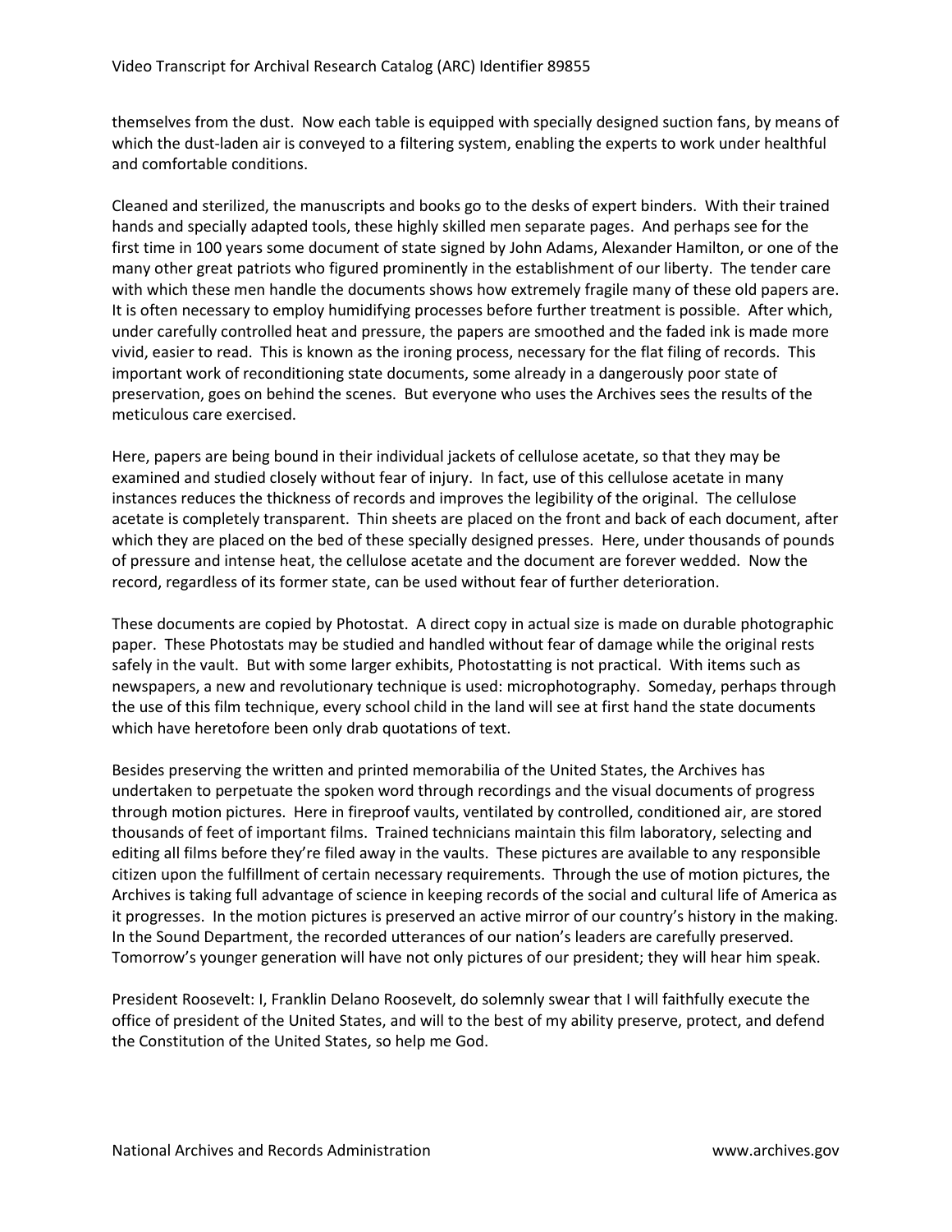themselves from the dust. Now each table is equipped with specially designed suction fans, by means of which the dust-laden air is conveyed to a filtering system, enabling the experts to work under healthful and comfortable conditions.

Cleaned and sterilized, the manuscripts and books go to the desks of expert binders. With their trained hands and specially adapted tools, these highly skilled men separate pages. And perhaps see for the first time in 100 years some document of state signed by John Adams, Alexander Hamilton, or one of the many other great patriots who figured prominently in the establishment of our liberty. The tender care with which these men handle the documents shows how extremely fragile many of these old papers are. It is often necessary to employ humidifying processes before further treatment is possible. After which, under carefully controlled heat and pressure, the papers are smoothed and the faded ink is made more vivid, easier to read. This is known as the ironing process, necessary for the flat filing of records. This important work of reconditioning state documents, some already in a dangerously poor state of preservation, goes on behind the scenes. But everyone who uses the Archives sees the results of the meticulous care exercised.

Here, papers are being bound in their individual jackets of cellulose acetate, so that they may be examined and studied closely without fear of injury. In fact, use of this cellulose acetate in many instances reduces the thickness of records and improves the legibility of the original. The cellulose acetate is completely transparent. Thin sheets are placed on the front and back of each document, after which they are placed on the bed of these specially designed presses. Here, under thousands of pounds of pressure and intense heat, the cellulose acetate and the document are forever wedded. Now the record, regardless of its former state, can be used without fear of further deterioration.

These documents are copied by Photostat. A direct copy in actual size is made on durable photographic paper. These Photostats may be studied and handled without fear of damage while the original rests safely in the vault. But with some larger exhibits, Photostatting is not practical. With items such as newspapers, a new and revolutionary technique is used: microphotography. Someday, perhaps through the use of this film technique, every school child in the land will see at first hand the state documents which have heretofore been only drab quotations of text.

Besides preserving the written and printed memorabilia of the United States, the Archives has undertaken to perpetuate the spoken word through recordings and the visual documents of progress through motion pictures. Here in fireproof vaults, ventilated by controlled, conditioned air, are stored thousands of feet of important films. Trained technicians maintain this film laboratory, selecting and editing all films before they're filed away in the vaults. These pictures are available to any responsible citizen upon the fulfillment of certain necessary requirements. Through the use of motion pictures, the Archives is taking full advantage of science in keeping records of the social and cultural life of America as it progresses. In the motion pictures is preserved an active mirror of our country's history in the making. In the Sound Department, the recorded utterances of our nation's leaders are carefully preserved. Tomorrow's younger generation will have not only pictures of our president; they will hear him speak.

President Roosevelt: I, Franklin Delano Roosevelt, do solemnly swear that I will faithfully execute the office of president of the United States, and will to the best of my ability preserve, protect, and defend the Constitution of the United States, so help me God.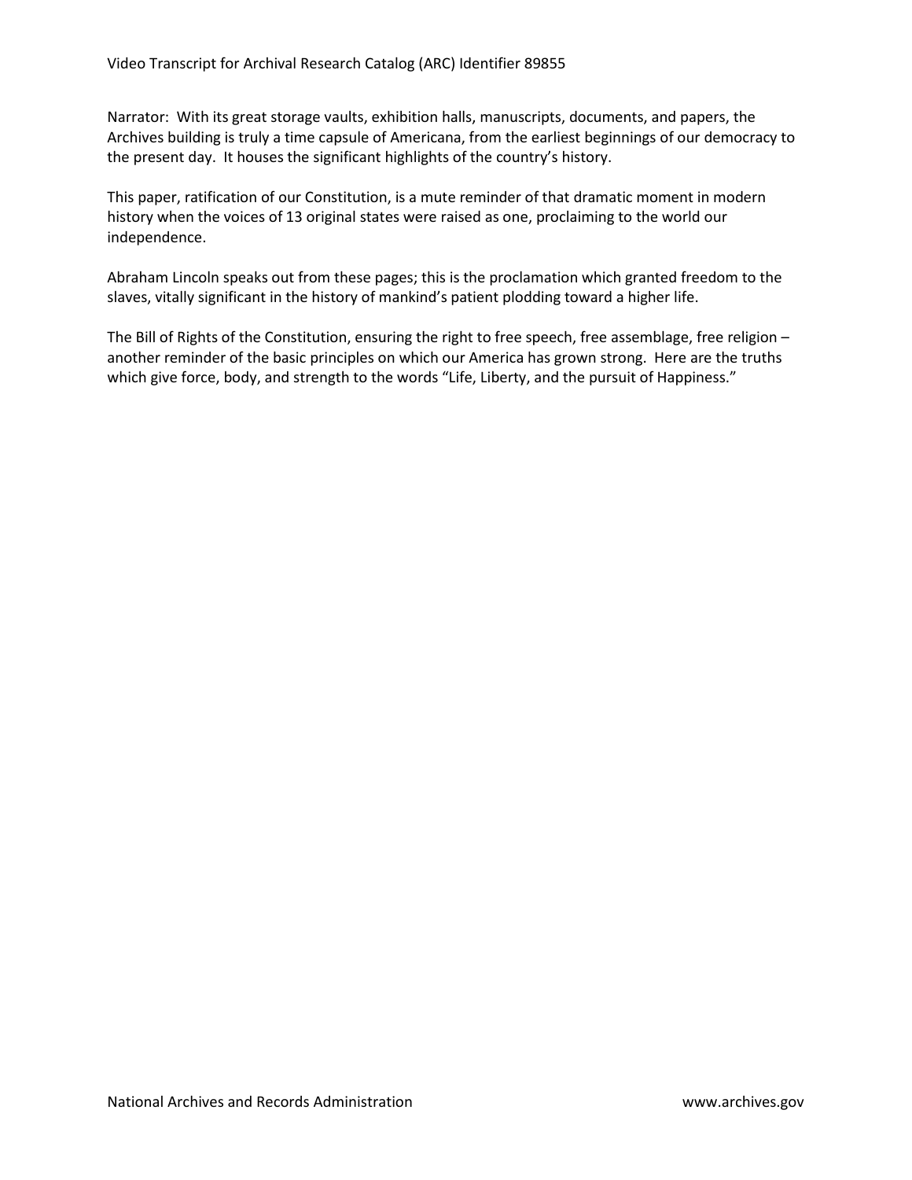Narrator: With its great storage vaults, exhibition halls, manuscripts, documents, and papers, the Archives building is truly a time capsule of Americana, from the earliest beginnings of our democracy to the present day. It houses the significant highlights of the country's history.

This paper, ratification of our Constitution, is a mute reminder of that dramatic moment in modern history when the voices of 13 original states were raised as one, proclaiming to the world our independence.

Abraham Lincoln speaks out from these pages; this is the proclamation which granted freedom to the slaves, vitally significant in the history of mankind's patient plodding toward a higher life.

The Bill of Rights of the Constitution, ensuring the right to free speech, free assemblage, free religion – another reminder of the basic principles on which our America has grown strong. Here are the truths which give force, body, and strength to the words "Life, Liberty, and the pursuit of Happiness."